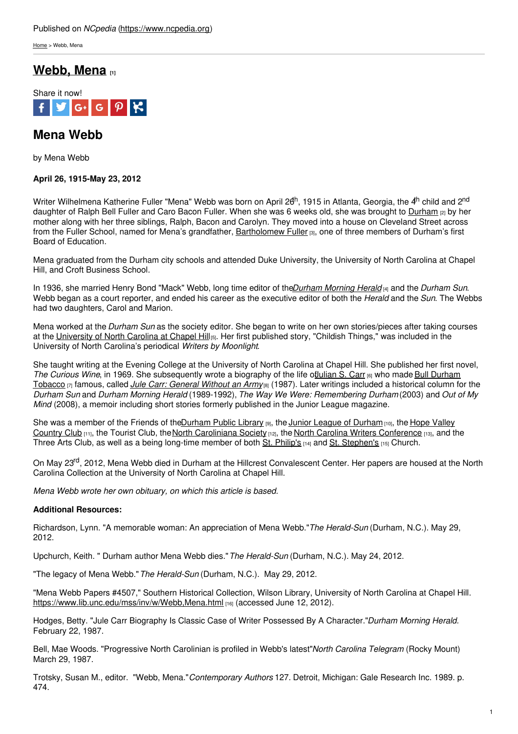Published on *NCpedia* (https://www.ncpedia.org)

Home > Webb, Mena

# Webb, Mena [1]

Share it now!

## Mena Webb

by Mena Webb

**April 26, 1915-May 23, 2012**

Writer Wilhelmena Katherine Fuller "Mena" Webb was born on April 26th, 1915 in Atlanta, Georgia, the 4th child and 2nd daughter of Ralph Bell Fuller and Caro Bacon Fuller. When she was 6 weeks old, she was brought to Durham [2] by her mother along with her three siblings, Ralph, Bacon and Carolyn. They moved into a house on Cleveland Street across from the Fuller School, named for Mena's grandfather, Bartholomew Fuller [3], one of three members of Durham's first Board of Education.

Mena graduated from the Durham city schools and attended Duke University, the University of North Carolina at Chapel Hill, and Croft Business School.

In 1936, she married Henry Bond "Mack" Webb, long time editor of the *Durham Morning Herald* [4] and the *Durham Sun*. Webb began as a court reporter, and ended his career as the executive editor of both the *Herald* and the *Sun*. The Webbs had two daughters, Carol and Marion.

Mena worked at the *Durham Sun* as the society editor. She began to write on her own stories/pieces after taking courses at the University of North Carolina at Chapel Hill [5]. Her first published story, "Childish Things," was included in the University of North Carolina's periodical *Writers by Moonlight*.

She taught writing at the Evening College at the University of North Carolina at Chapel Hill. She published her first novel, *The Curious Wine*, in 1969. She subsequently wrote a biography of the life of Julian S. Carr [6] who made Bull Durham Tobacco [7] famous, called *Jule Carr: General Without an Army* [8] (1987). Later writings included a historical column for the *Durham Sun* and *Durham Morning Herald* (1989-1992), *The Way We Were: Remembering Durham* (2003) and *Out of My Mind* (2008), a memoir including short stories formerly published in the Junior League magazine.

She was a member of the Friends of the Durham Public Library [9], the Junior League of Durham [10], the Hope Valley Country Club [11], the Tourist Club, the North Caroliniana Society [12], the North Carolina Writers Conference [13], and the Three Arts Club, as well as a being long-time member of both St. Philip's [14] and St. Stephen's [15] Church.

On May 23rd, 2012, Mena Webb died in Durham at the Hillcrest Convalescent Center. Her papers are housed at the North Carolina Collection at the University of North Carolina at Chapel Hill.

*Mena Webb wrote her own obituary, on which this article is based.*

**Additional Resources:**

Richardson, Lynn. "A memorable woman: An appreciation of Mena Webb." *The Herald-Sun* (Durham, N.C.). May 29, 2012.

Upchurch, Keith. " Durham author Mena Webb dies." *The Herald-Sun* (Durham, N.C.). May 24, 2012.

"The legacy of Mena Webb." *The Herald-Sun* (Durham, N.C.). May 29, 2012.

"Mena Webb Papers #4507," Southern Historical Collection, Wilson Library, University of North Carolina at Chapel Hill. https://www.lib.unc.edu/mss/inv/w/Webb,Mena.html [16] (accessed June 12, 2012).

Hodges, Betty. "Jule Carr Biography Is Classic Case of Writer Possessed By A Character." *Durham Morning Herald*. February 22, 1987.

Bell, Mae Woods. "Progressive North Carolinian is profiled in Webb's latest" *North Carolina Telegram* (Rocky Mount) March 29, 1987.

Trotsky, Susan M., editor. "Webb, Mena." *Contemporary Authors* 127. Detroit, Michigan: Gale Research Inc. 1989. p. 474.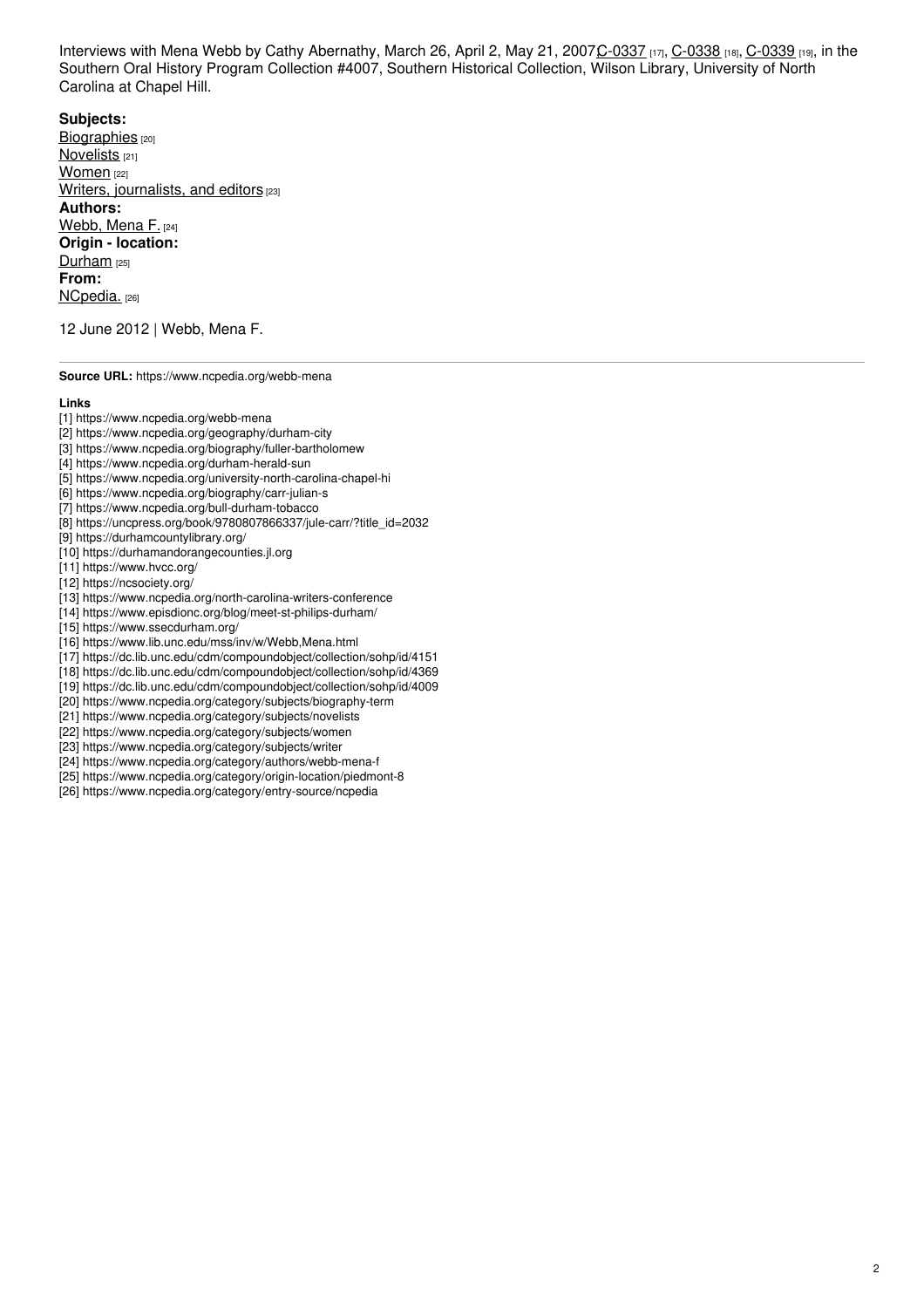Interviews with Mena Webb by Cathy Abernathy, March 26, April 2, May 21, 2007 C-0337 [17], C-0338 [18], C-0339 [19], in the Southern Oral History Program Collection #4007, Southern Historical Collection, Wilson Library, University of North Carolina at Chapel Hill.

**Subjects:**
Biographies [20]
Novelists [21]
Women [22]
Writers, journalists, and editors [23]
**Authors:**
Webb, Mena F. [24]
**Origin - location:**
Durham [25]
**From:**
NCpedia. [26]

12 June 2012 | Webb, Mena F.

---

**Source URL:** https://www.ncpedia.org/webb-mena

**Links**

[1] https://www.ncpedia.org/webb-mena
[2] https://www.ncpedia.org/geography/durham-city
[3] https://www.ncpedia.org/biography/fuller-bartholomew
[4] https://www.ncpedia.org/durham-herald-sun
[5] https://www.ncpedia.org/university-north-carolina-chapel-hi
[6] https://www.ncpedia.org/biography/carr-julian-s
[7] https://www.ncpedia.org/bull-durham-tobacco
[8] https://uncpress.org/book/9780807866337/jule-carr/?title_id=2032
[9] https://durhamcountylibrary.org/
[10] https://durhamandorangecounties.jl.org
[11] https://www.hvcc.org/
[12] https://ncsociety.org/
[13] https://www.ncpedia.org/north-carolina-writers-conference
[14] https://www.episdionc.org/blog/meet-st-philips-durham/
[15] https://www.ssecdurham.org/
[16] https://www.lib.unc.edu/mss/inv/w/Webb,Mena.html
[17] https://dc.lib.unc.edu/cdm/compoundobject/collection/sohp/id/4151
[18] https://dc.lib.unc.edu/cdm/compoundobject/collection/sohp/id/4369
[19] https://dc.lib.unc.edu/cdm/compoundobject/collection/sohp/id/4009
[20] https://www.ncpedia.org/category/subjects/biography-term
[21] https://www.ncpedia.org/category/subjects/novelists
[22] https://www.ncpedia.org/category/subjects/women
[23] https://www.ncpedia.org/category/subjects/writer
[24] https://www.ncpedia.org/category/authors/webb-mena-f
[25] https://www.ncpedia.org/category/origin-location/piedmont-8
[26] https://www.ncpedia.org/category/entry-source/ncpedia